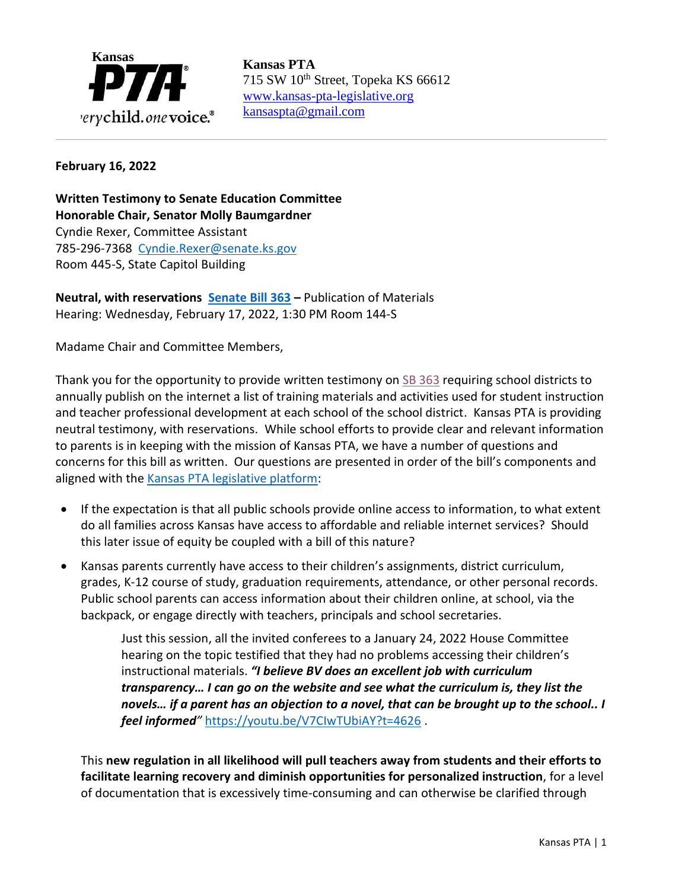Kansas PTA
everychild. onevoice.®

**Kansas PTA**
715 SW 10th Street, Topeka KS 66612
[www.kansas-pta-legislative.org](http://www.kansas-pta-legislative.org)
[kansaspta@gmail.com](mailto:kansaspta@gmail.com)

---

**February 16, 2022**

**Written Testimony to Senate Education Committee**
**Honorable Chair, Senator Molly Baumgardner**
Cyndie Rexer, Committee Assistant
785-296-7368 [Cyndie.Rexer@senate.ks.gov](mailto:Cyndie.Rexer@senate.ks.gov)
Room 445-S, State Capitol Building

**Neutral, with reservations [Senate Bill 363](#) –** Publication of Materials
Hearing: Wednesday, February 17, 2022, 1:30 PM Room 144-S

Madame Chair and Committee Members,

Thank you for the opportunity to provide written testimony on [SB 363](#) requiring school districts to annually publish on the internet a list of training materials and activities used for student instruction and teacher professional development at each school of the school district. Kansas PTA is providing neutral testimony, with reservations. While school efforts to provide clear and relevant information to parents is in keeping with the mission of Kansas PTA, we have a number of questions and concerns for this bill as written. Our questions are presented in order of the bill's components and aligned with the [Kansas PTA legislative platform](#):

- If the expectation is that all public schools provide online access to information, to what extent do all families across Kansas have access to affordable and reliable internet services? Should this later issue of equity be coupled with a bill of this nature?
- Kansas parents currently have access to their children's assignments, district curriculum, grades, K-12 course of study, graduation requirements, attendance, or other personal records. Public school parents can access information about their children online, at school, via the backpack, or engage directly with teachers, principals and school secretaries.

  > Just this session, all the invited conferees to a January 24, 2022 House Committee hearing on the topic testified that they had no problems accessing their children's instructional materials. ***"I believe BV does an excellent job with curriculum transparency… I can go on the website and see what the curriculum is, they list the novels… if a parent has an objection to a novel, that can be brought up to the school.. I feel informed"*** [https://youtu.be/V7CIwTUbiAY?t=4626](https://youtu.be/V7CIwTUbiAY?t=4626) .

  This **new regulation in all likelihood will pull teachers away from students and their efforts to facilitate learning recovery and diminish opportunities for personalized instruction**, for a level of documentation that is excessively time-consuming and can otherwise be clarified through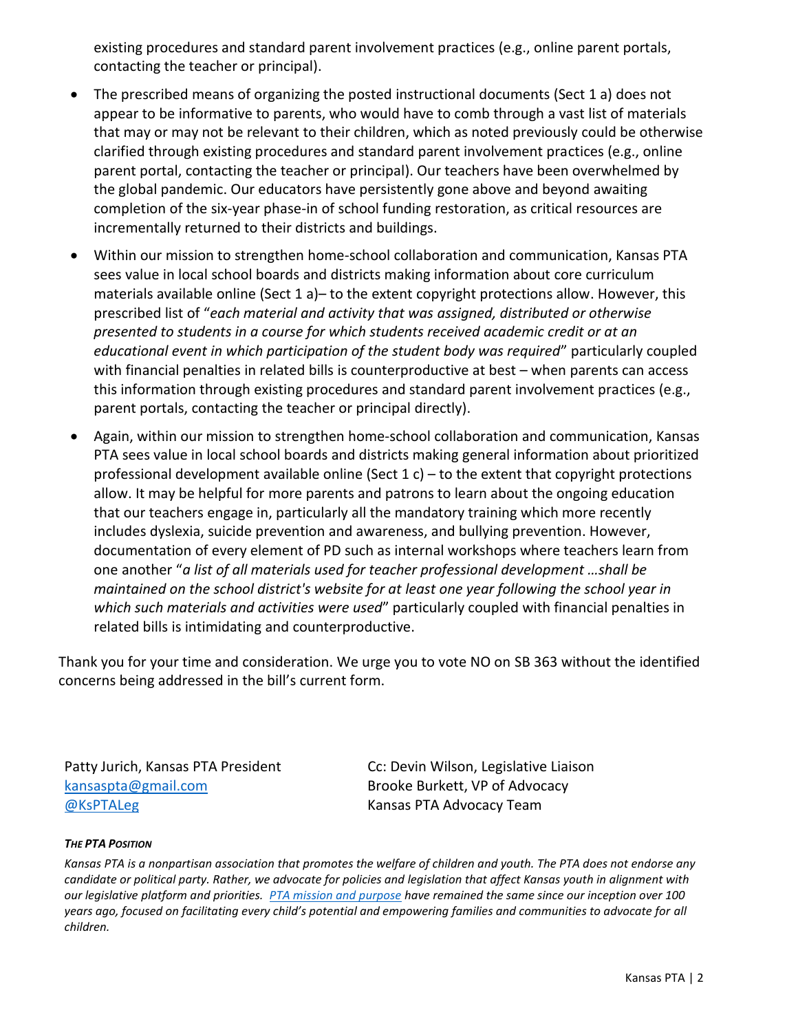existing procedures and standard parent involvement practices (e.g., online parent portals, contacting the teacher or principal).

- The prescribed means of organizing the posted instructional documents (Sect 1 a) does not appear to be informative to parents, who would have to comb through a vast list of materials that may or may not be relevant to their children, which as noted previously could be otherwise clarified through existing procedures and standard parent involvement practices (e.g., online parent portal, contacting the teacher or principal). Our teachers have been overwhelmed by the global pandemic. Our educators have persistently gone above and beyond awaiting completion of the six-year phase-in of school funding restoration, as critical resources are incrementally returned to their districts and buildings.
- Within our mission to strengthen home-school collaboration and communication, Kansas PTA sees value in local school boards and districts making information about core curriculum materials available online (Sect 1 a)– to the extent copyright protections allow. However, this prescribed list of "*each material and activity that was assigned, distributed or otherwise presented to students in a course for which students received academic credit or at an educational event in which participation of the student body was required*" particularly coupled with financial penalties in related bills is counterproductive at best – when parents can access this information through existing procedures and standard parent involvement practices (e.g., parent portals, contacting the teacher or principal directly).
- Again, within our mission to strengthen home-school collaboration and communication, Kansas PTA sees value in local school boards and districts making general information about prioritized professional development available online (Sect 1 c) – to the extent that copyright protections allow. It may be helpful for more parents and patrons to learn about the ongoing education that our teachers engage in, particularly all the mandatory training which more recently includes dyslexia, suicide prevention and awareness, and bullying prevention. However, documentation of every element of PD such as internal workshops where teachers learn from one another "*a list of all materials used for teacher professional development …shall be maintained on the school district's website for at least one year following the school year in which such materials and activities were used*" particularly coupled with financial penalties in related bills is intimidating and counterproductive.

Thank you for your time and consideration. We urge you to vote NO on SB 363 without the identified concerns being addressed in the bill's current form.

Patty Jurich, Kansas PTA President
kansaspta@gmail.com
@KsPTALeg

Cc: Devin Wilson, Legislative Liaison
Brooke Burkett, VP of Advocacy
Kansas PTA Advocacy Team

***THE PTA POSITION***

*Kansas PTA is a nonpartisan association that promotes the welfare of children and youth. The PTA does not endorse any candidate or political party. Rather, we advocate for policies and legislation that affect Kansas youth in alignment with our legislative platform and priorities. PTA mission and purpose have remained the same since our inception over 100 years ago, focused on facilitating every child's potential and empowering families and communities to advocate for all children.*